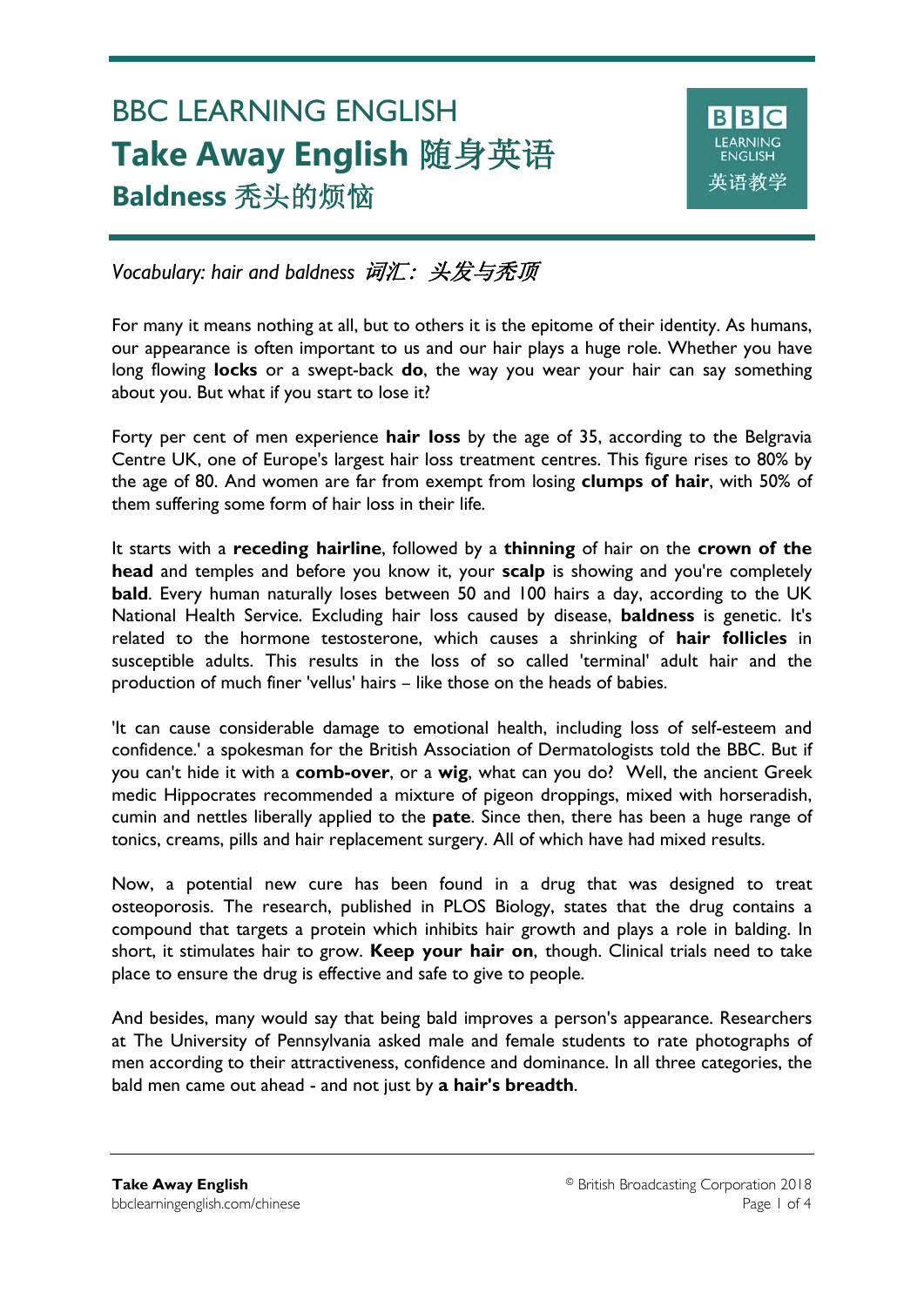# BBC LEARNING ENGLISH

## Take Away English 随身英语

## Baldness 秃头的烦恼

*Vocabulary: hair and baldness 词汇：头发与秃顶*

For many it means nothing at all, but to others it is the epitome of their identity. As humans, our appearance is often important to us and our hair plays a huge role. Whether you have long flowing **locks** or a swept-back **do**, the way you wear your hair can say something about you. But what if you start to lose it?

Forty per cent of men experience **hair loss** by the age of 35, according to the Belgravia Centre UK, one of Europe's largest hair loss treatment centres. This figure rises to 80% by the age of 80. And women are far from exempt from losing **clumps of hair**, with 50% of them suffering some form of hair loss in their life.

It starts with a **receding hairline**, followed by a **thinning** of hair on the **crown of the head** and temples and before you know it, your **scalp** is showing and you're completely **bald**. Every human naturally loses between 50 and 100 hairs a day, according to the UK National Health Service. Excluding hair loss caused by disease, **baldness** is genetic. It's related to the hormone testosterone, which causes a shrinking of **hair follicles** in susceptible adults. This results in the loss of so called 'terminal' adult hair and the production of much finer 'vellus' hairs – like those on the heads of babies.

'It can cause considerable damage to emotional health, including loss of self-esteem and confidence.' a spokesman for the British Association of Dermatologists told the BBC. But if you can't hide it with a **comb-over**, or a **wig**, what can you do? Well, the ancient Greek medic Hippocrates recommended a mixture of pigeon droppings, mixed with horseradish, cumin and nettles liberally applied to the **pate**. Since then, there has been a huge range of tonics, creams, pills and hair replacement surgery. All of which have had mixed results.

Now, a potential new cure has been found in a drug that was designed to treat osteoporosis. The research, published in PLOS Biology, states that the drug contains a compound that targets a protein which inhibits hair growth and plays a role in balding. In short, it stimulates hair to grow. **Keep your hair on**, though. Clinical trials need to take place to ensure the drug is effective and safe to give to people.

And besides, many would say that being bald improves a person's appearance. Researchers at The University of Pennsylvania asked male and female students to rate photographs of men according to their attractiveness, confidence and dominance. In all three categories, the bald men came out ahead - and not just by **a hair's breadth**.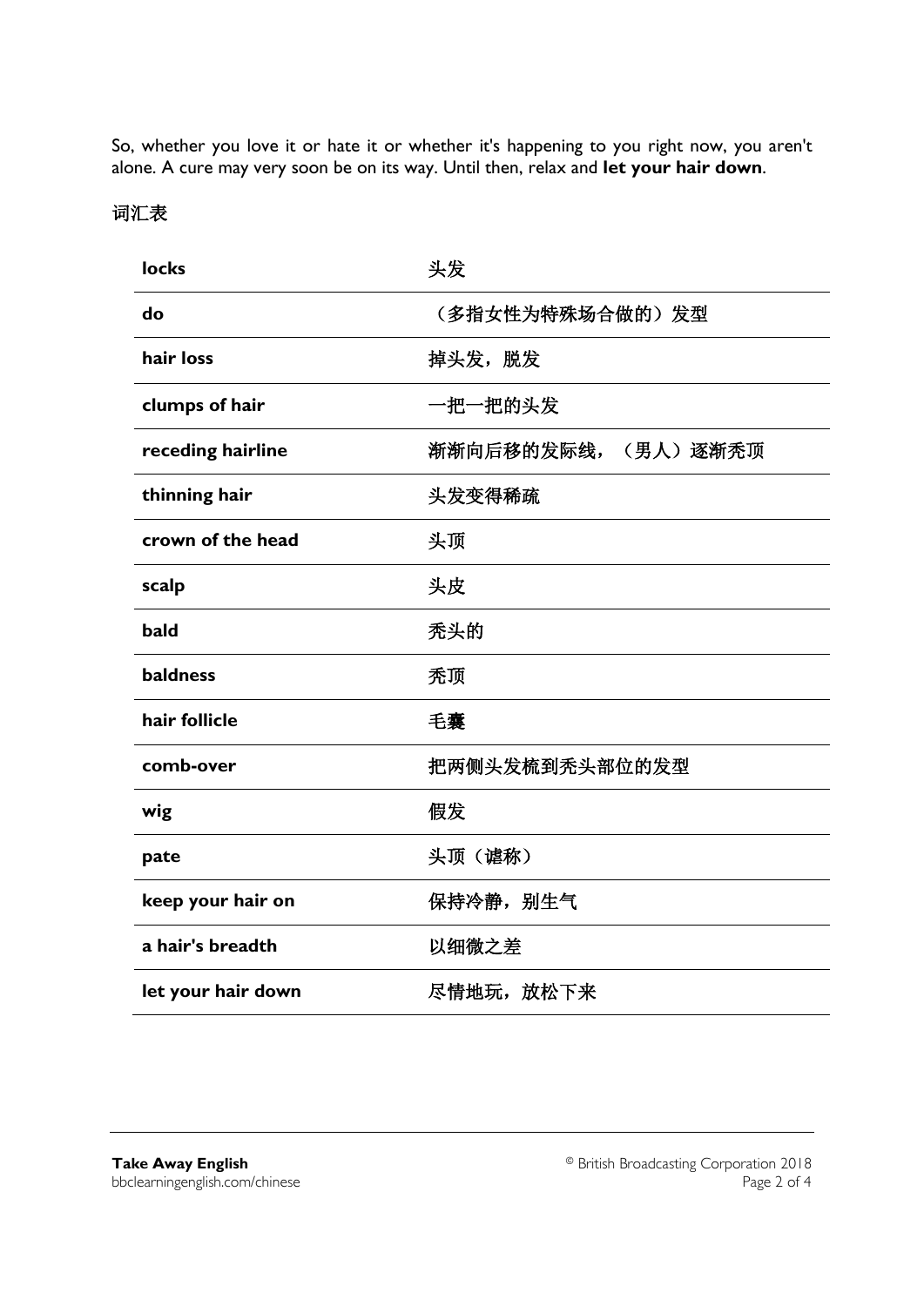So, whether you love it or hate it or whether it's happening to you right now, you aren't alone. A cure may very soon be on its way. Until then, relax and **let your hair down**.

词汇表

| | |
|---|---|
| **locks** | 头发 |
| **do** | （多指女性为特殊场合做的）发型 |
| **hair loss** | 掉头发，脱发 |
| **clumps of hair** | 一把一把的头发 |
| **receding hairline** | 渐渐向后移的发际线，（男人）逐渐秃顶 |
| **thinning hair** | 头发变得稀疏 |
| **crown of the head** | 头顶 |
| **scalp** | 头皮 |
| **bald** | 秃头的 |
| **baldness** | 秃顶 |
| **hair follicle** | 毛囊 |
| **comb-over** | 把两侧头发梳到秃头部位的发型 |
| **wig** | 假发 |
| **pate** | 头顶（谑称） |
| **keep your hair on** | 保持冷静，别生气 |
| **a hair's breadth** | 以细微之差 |
| **let your hair down** | 尽情地玩，放松下来 |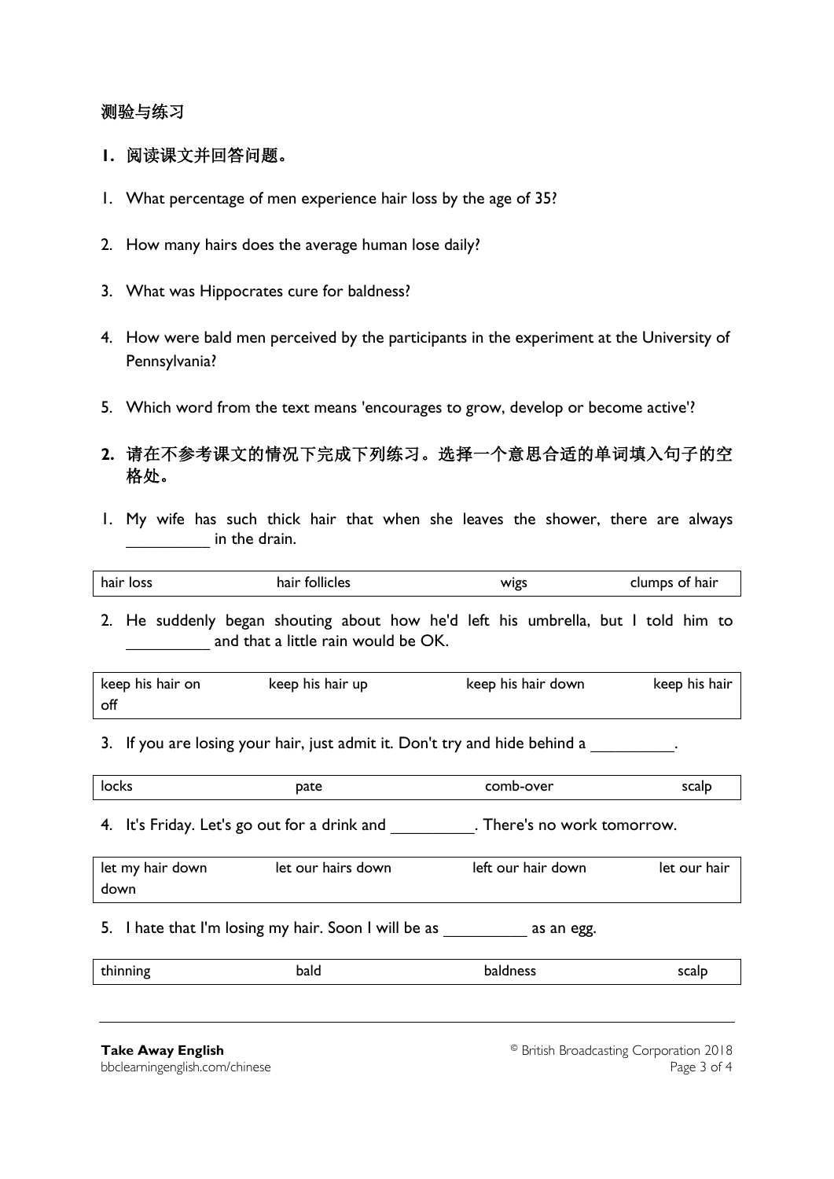## 测验与练习

### 1. 阅读课文并回答问题。

1. What percentage of men experience hair loss by the age of 35?
2. How many hairs does the average human lose daily?
3. What was Hippocrates cure for baldness?
4. How were bald men perceived by the participants in the experiment at the University of Pennsylvania?
5. Which word from the text means 'encourages to grow, develop or become active'?

### 2. 请在不参考课文的情况下完成下列练习。选择一个意思合适的单词填入句子的空格处。

1. My wife has such thick hair that when she leaves the shower, there are always __________ in the drain.

| hair loss | hair follicles | wigs | clumps of hair |
|---|---|---|---|

2. He suddenly began shouting about how he'd left his umbrella, but I told him to __________ and that a little rain would be OK.

| keep his hair on | keep his hair up | keep his hair down | keep his hair off |
|---|---|---|---|

3. If you are losing your hair, just admit it. Don't try and hide behind a __________.

| locks | pate | comb-over | scalp |
|---|---|---|---|

4. It's Friday. Let's go out for a drink and __________. There's no work tomorrow.

| let my hair down | let our hairs down | left our hair down | let our hair down |
|---|---|---|---|

5. I hate that I'm losing my hair. Soon I will be as __________ as an egg.

| thinning | bald | baldness | scalp |
|---|---|---|---|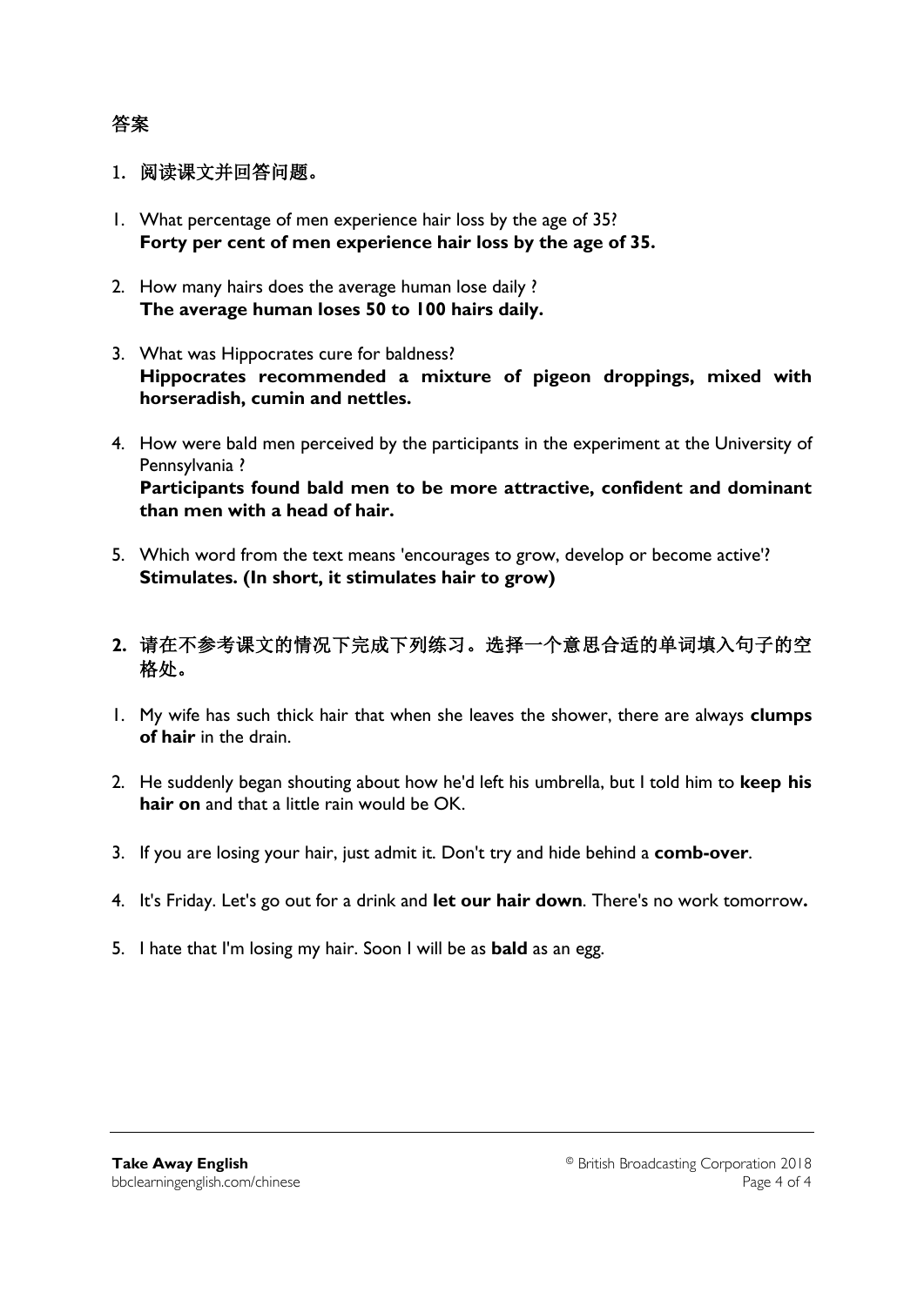## 答案

### 1. 阅读课文并回答问题。

1. What percentage of men experience hair loss by the age of 35?
   **Forty per cent of men experience hair loss by the age of 35.**

2. How many hairs does the average human lose daily ?
   **The average human loses 50 to 100 hairs daily.**

3. What was Hippocrates cure for baldness?
   **Hippocrates recommended a mixture of pigeon droppings, mixed with horseradish, cumin and nettles.**

4. How were bald men perceived by the participants in the experiment at the University of Pennsylvania ?
   **Participants found bald men to be more attractive, confident and dominant than men with a head of hair.**

5. Which word from the text means 'encourages to grow, develop or become active'?
   **Stimulates. (In short, it stimulates hair to grow)**

### 2. 请在不参考课文的情况下完成下列练习。选择一个意思合适的单词填入句子的空格处。

1. My wife has such thick hair that when she leaves the shower, there are always **clumps of hair** in the drain.

2. He suddenly began shouting about how he'd left his umbrella, but I told him to **keep his hair on** and that a little rain would be OK.

3. If you are losing your hair, just admit it. Don't try and hide behind a **comb-over**.

4. It's Friday. Let's go out for a drink and **let our hair down**. There's no work tomorrow**.**

5. I hate that I'm losing my hair. Soon I will be as **bald** as an egg.